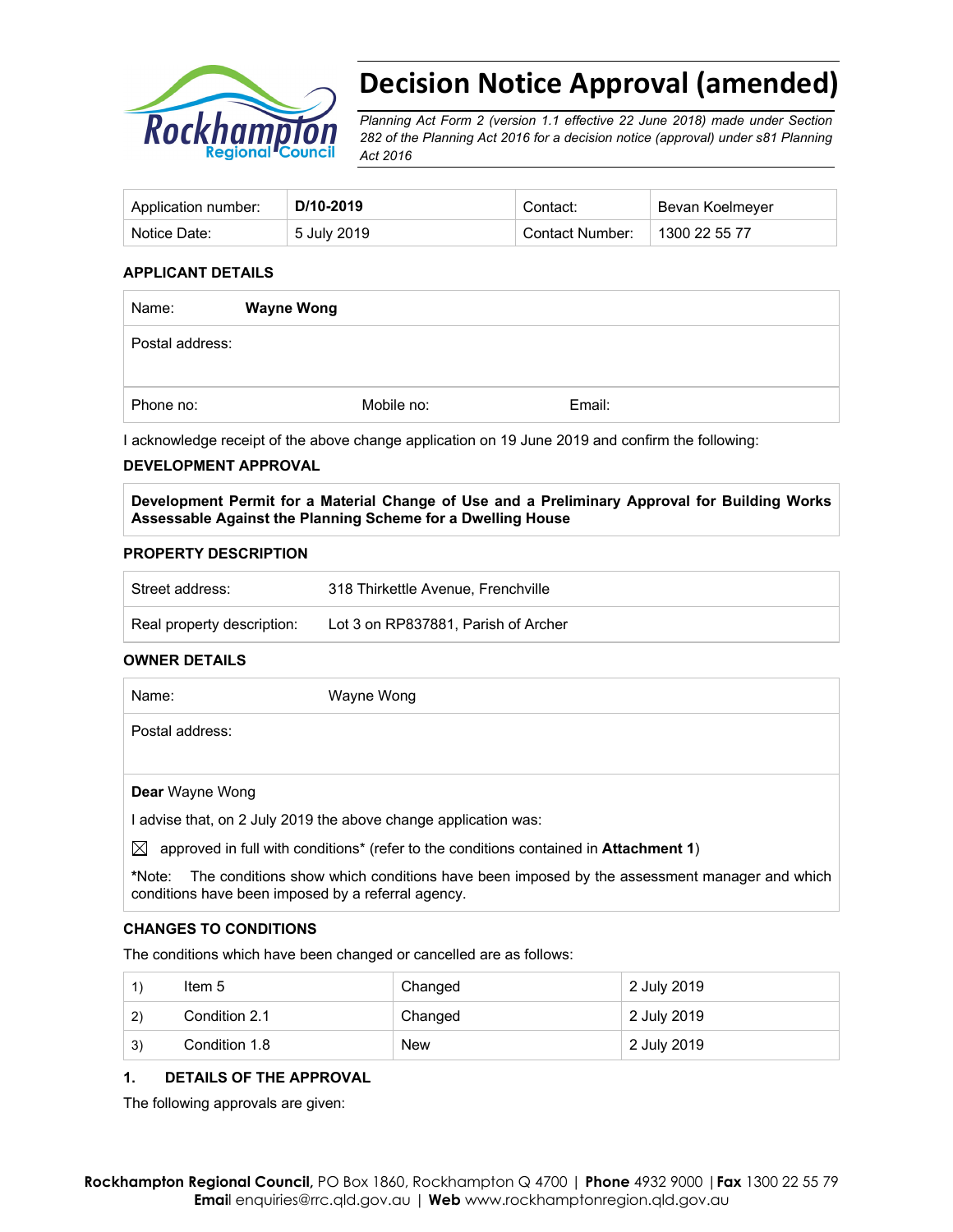# Decision Notice Approval (amended)

*Planning Act Form 2 (version 1.1 effective 22 June 2018) made under Section 282 of the Planning Act 2016 for a decision notice (approval) under s81 Planning Act 2016*

| Application number: | **D/10-2019** | Contact: | Bevan Koelmeyer |
|---|---|---|---|
| Notice Date: | 5 July 2019 | Contact Number: | 1300 22 55 77 |

### APPLICANT DETAILS

| Name: | **Wayne Wong** | |
|---|---|---|
| Postal address: | | |
| Phone no: | Mobile no: | Email: |

I acknowledge receipt of the above change application on 19 June 2019 and confirm the following:

### DEVELOPMENT APPROVAL

**Development Permit for a Material Change of Use and a Preliminary Approval for Building Works Assessable Against the Planning Scheme for a Dwelling House**

### PROPERTY DESCRIPTION

| Street address: | 318 Thirkettle Avenue, Frenchville |
|---|---|
| Real property description: | Lot 3 on RP837881, Parish of Archer |

### OWNER DETAILS

| Name: | Wayne Wong |
|---|---|
| Postal address: | |

**Dear** Wayne Wong

I advise that, on 2 July 2019 the above change application was:

☒ approved in full with conditions* (refer to the conditions contained in **Attachment 1**)

*Note: The conditions show which conditions have been imposed by the assessment manager and which conditions have been imposed by a referral agency.

### CHANGES TO CONDITIONS

The conditions which have been changed or cancelled are as follows:

| | | | |
|---|---|---|---|
| 1) | Item 5 | Changed | 2 July 2019 |
| 2) | Condition 2.1 | Changed | 2 July 2019 |
| 3) | Condition 1.8 | New | 2 July 2019 |

### 1. DETAILS OF THE APPROVAL

The following approvals are given: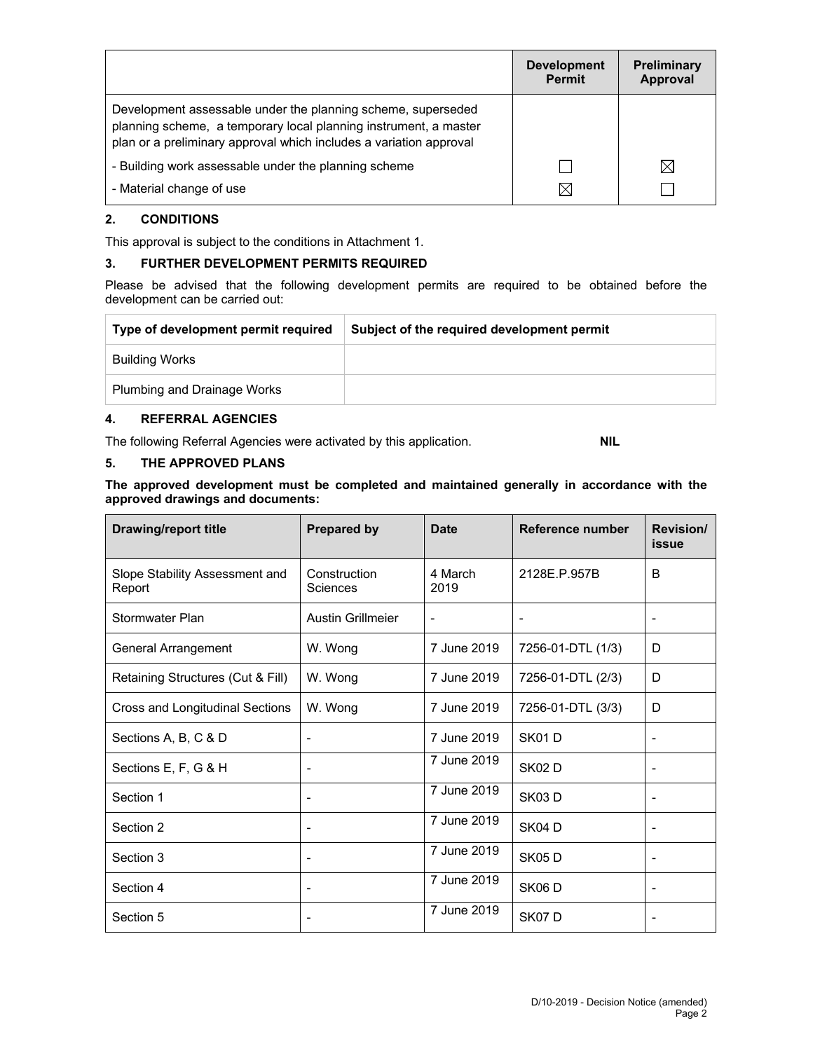| | Development Permit | Preliminary Approval |
|---|---|---|
| Development assessable under the planning scheme, superseded planning scheme, a temporary local planning instrument, a master plan or a preliminary approval which includes a variation approval | | |
| - Building work assessable under the planning scheme | ☐ | ☒ |
| - Material change of use | ☒ | ☐ |

## 2. CONDITIONS

This approval is subject to the conditions in Attachment 1.

## 3. FURTHER DEVELOPMENT PERMITS REQUIRED

Please be advised that the following development permits are required to be obtained before the development can be carried out:

| Type of development permit required | Subject of the required development permit |
|---|---|
| Building Works | |
| Plumbing and Drainage Works | |

## 4. REFERRAL AGENCIES

The following Referral Agencies were activated by this application. **NIL**

## 5. THE APPROVED PLANS

**The approved development must be completed and maintained generally in accordance with the approved drawings and documents:**

| Drawing/report title | Prepared by | Date | Reference number | Revision/ issue |
|---|---|---|---|---|
| Slope Stability Assessment and Report | Construction Sciences | 4 March 2019 | 2128E.P.957B | B |
| Stormwater Plan | Austin Grillmeier | - | - | - |
| General Arrangement | W. Wong | 7 June 2019 | 7256-01-DTL (1/3) | D |
| Retaining Structures (Cut & Fill) | W. Wong | 7 June 2019 | 7256-01-DTL (2/3) | D |
| Cross and Longitudinal Sections | W. Wong | 7 June 2019 | 7256-01-DTL (3/3) | D |
| Sections A, B, C & D | - | 7 June 2019 | SK01 D | - |
| Sections E, F, G & H | - | 7 June 2019 | SK02 D | - |
| Section 1 | - | 7 June 2019 | SK03 D | - |
| Section 2 | - | 7 June 2019 | SK04 D | - |
| Section 3 | - | 7 June 2019 | SK05 D | - |
| Section 4 | - | 7 June 2019 | SK06 D | - |
| Section 5 | - | 7 June 2019 | SK07 D | - |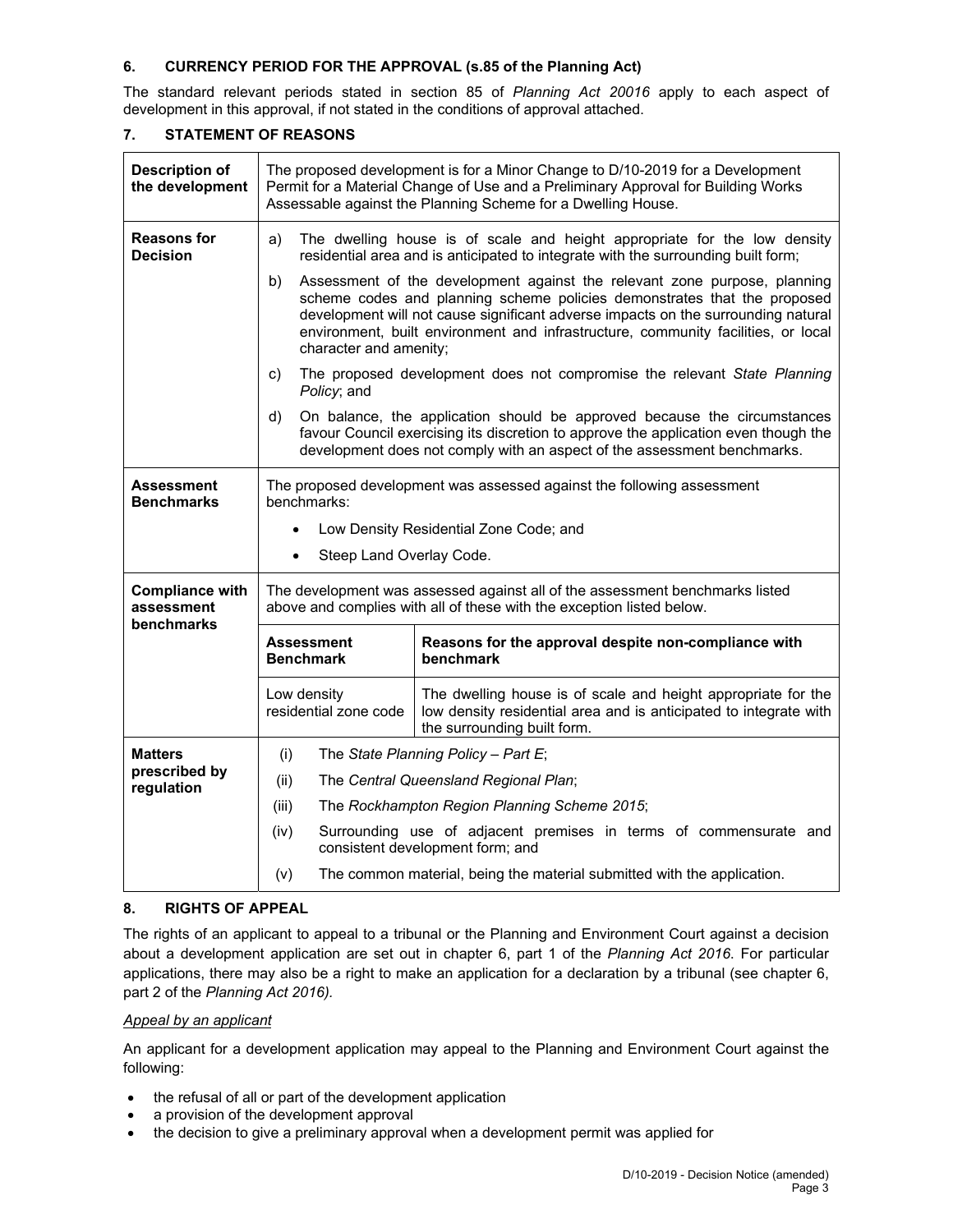## 6. CURRENCY PERIOD FOR THE APPROVAL (s.85 of the Planning Act)

The standard relevant periods stated in section 85 of *Planning Act 20016* apply to each aspect of development in this approval, if not stated in the conditions of approval attached.

## 7. STATEMENT OF REASONS

| | | |
|---|---|---|
| **Description of the development** | The proposed development is for a Minor Change to D/10-2019 for a Development Permit for a Material Change of Use and a Preliminary Approval for Building Works Assessable against the Planning Scheme for a Dwelling House. | |
| **Reasons for Decision** | a) The dwelling house is of scale and height appropriate for the low density residential area and is anticipated to integrate with the surrounding built form;<br>b) Assessment of the development against the relevant zone purpose, planning scheme codes and planning scheme policies demonstrates that the proposed development will not cause significant adverse impacts on the surrounding natural environment, built environment and infrastructure, community facilities, or local character and amenity;<br>c) The proposed development does not compromise the relevant *State Planning Policy*; and<br>d) On balance, the application should be approved because the circumstances favour Council exercising its discretion to approve the application even though the development does not comply with an aspect of the assessment benchmarks. | |
| **Assessment Benchmarks** | The proposed development was assessed against the following assessment benchmarks:<br>• Low Density Residential Zone Code; and<br>• Steep Land Overlay Code. | |
| **Compliance with assessment benchmarks** | The development was assessed against all of the assessment benchmarks listed above and complies with all of these with the exception listed below. | |
| | **Assessment Benchmark** | **Reasons for the approval despite non-compliance with benchmark** |
| | Low density residential zone code | The dwelling house is of scale and height appropriate for the low density residential area and is anticipated to integrate with the surrounding built form. |
| **Matters prescribed by regulation** | (i) The *State Planning Policy – Part E*;<br>(ii) The *Central Queensland Regional Plan*;<br>(iii) The *Rockhampton Region Planning Scheme 2015*;<br>(iv) Surrounding use of adjacent premises in terms of commensurate and consistent development form; and<br>(v) The common material, being the material submitted with the application. | |

## 8. RIGHTS OF APPEAL

The rights of an applicant to appeal to a tribunal or the Planning and Environment Court against a decision about a development application are set out in chapter 6, part 1 of the *Planning Act 2016*. For particular applications, there may also be a right to make an application for a declaration by a tribunal (see chapter 6, part 2 of the *Planning Act 2016).*

*Appeal by an applicant*

An applicant for a development application may appeal to the Planning and Environment Court against the following:

- the refusal of all or part of the development application
- a provision of the development approval
- the decision to give a preliminary approval when a development permit was applied for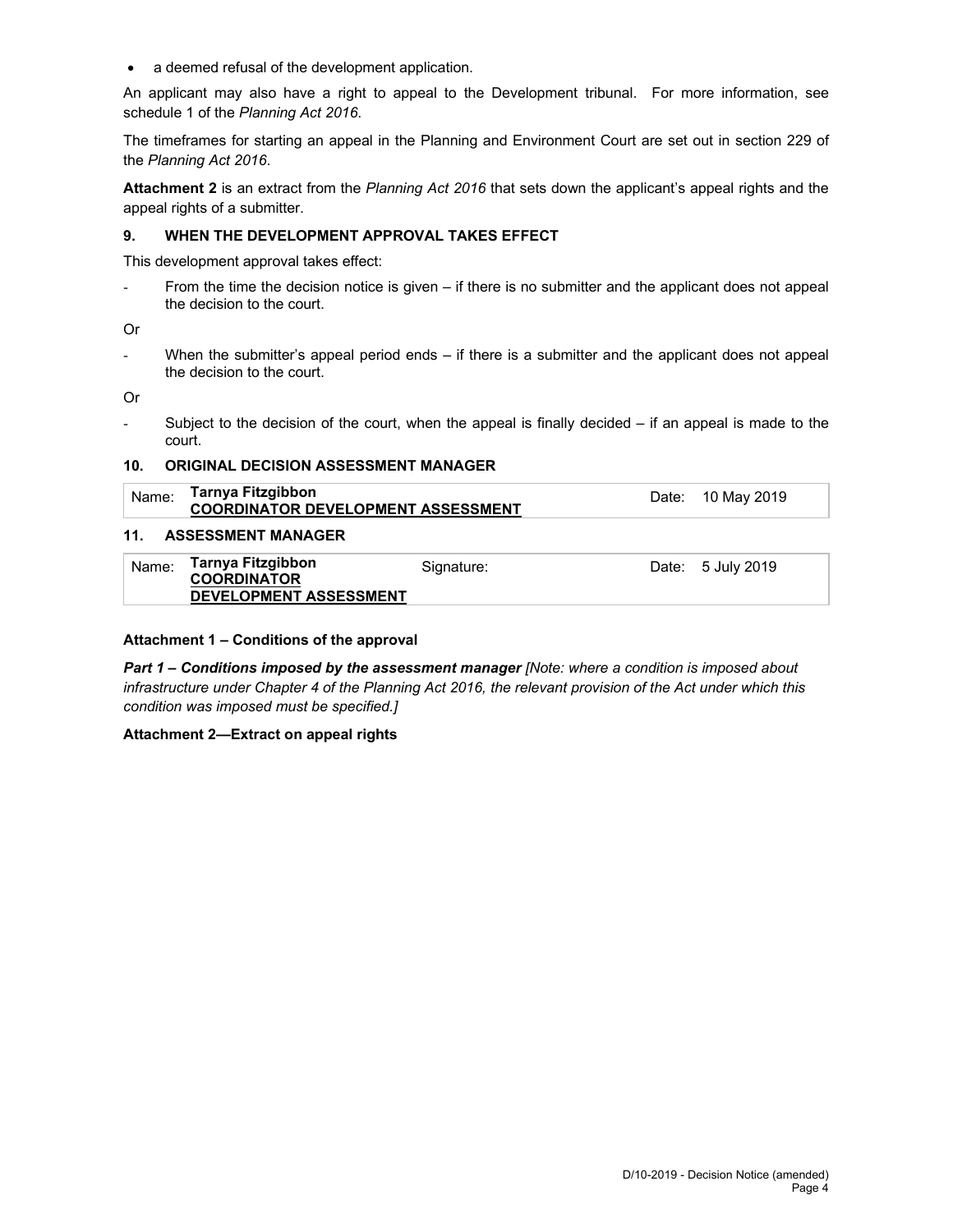- a deemed refusal of the development application.

An applicant may also have a right to appeal to the Development tribunal. For more information, see schedule 1 of the *Planning Act 2016*.

The timeframes for starting an appeal in the Planning and Environment Court are set out in section 229 of the *Planning Act 2016*.

**Attachment 2** is an extract from the *Planning Act 2016* that sets down the applicant's appeal rights and the appeal rights of a submitter.

## 9. WHEN THE DEVELOPMENT APPROVAL TAKES EFFECT

This development approval takes effect:

- From the time the decision notice is given – if there is no submitter and the applicant does not appeal the decision to the court.

Or

- When the submitter's appeal period ends – if there is a submitter and the applicant does not appeal the decision to the court.

Or

- Subject to the decision of the court, when the appeal is finally decided – if an appeal is made to the court.

## 10. ORIGINAL DECISION ASSESSMENT MANAGER

| Name: | **Tarnya Fitzgibbon** **COORDINATOR DEVELOPMENT ASSESSMENT** | Date: | 10 May 2019 |
|---|---|---|---|

## 11. ASSESSMENT MANAGER

| Name: | **Tarnya Fitzgibbon** **COORDINATOR DEVELOPMENT ASSESSMENT** | Signature: | Date: | 5 July 2019 |
|---|---|---|---|---|

**Attachment 1 – Conditions of the approval**

***Part 1 – Conditions imposed by the assessment manager*** *[Note: where a condition is imposed about infrastructure under Chapter 4 of the Planning Act 2016, the relevant provision of the Act under which this condition was imposed must be specified.]*

**Attachment 2—Extract on appeal rights**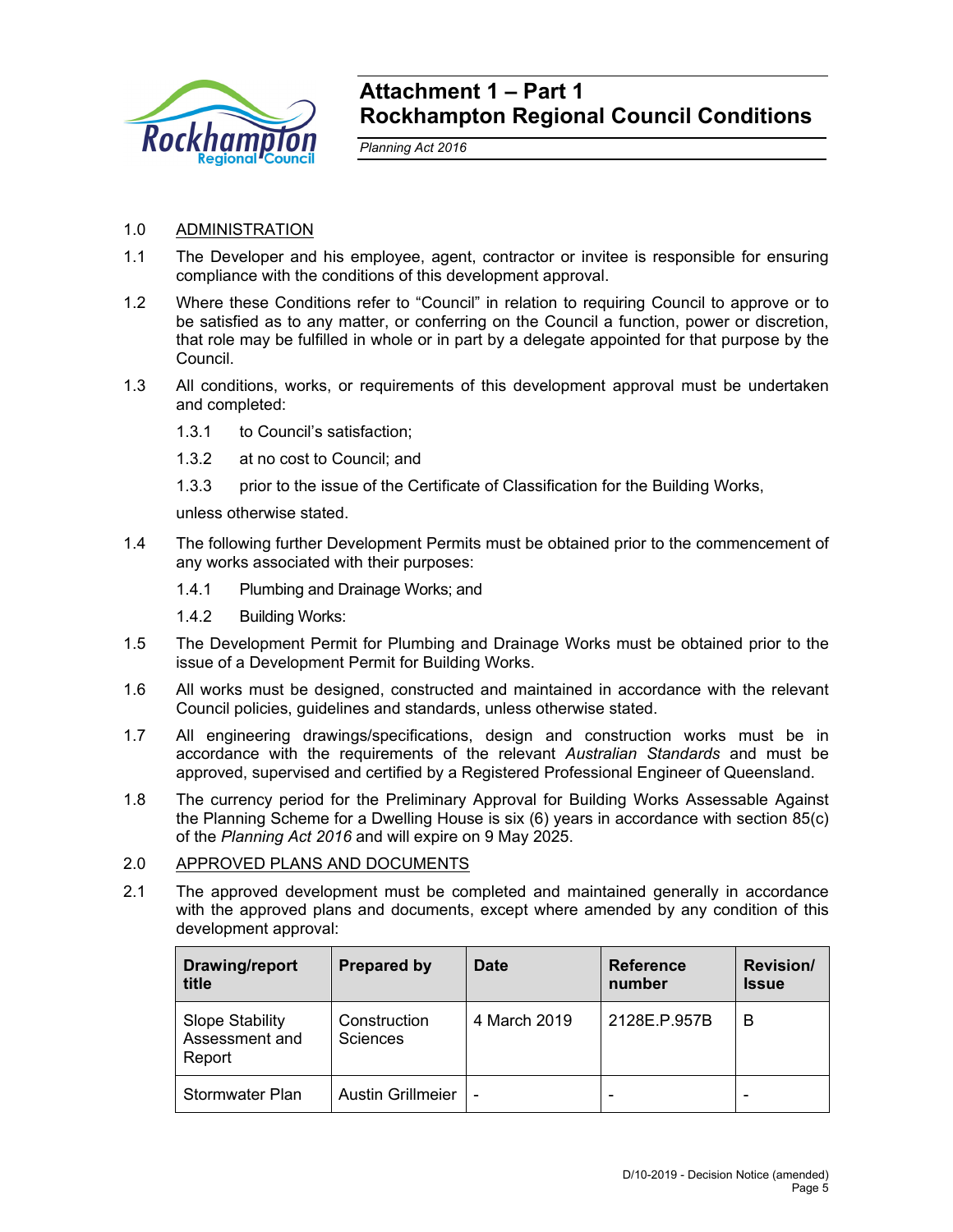# Attachment 1 – Part 1
# Rockhampton Regional Council Conditions

*Planning Act 2016*

1.0 ADMINISTRATION

1.1 The Developer and his employee, agent, contractor or invitee is responsible for ensuring compliance with the conditions of this development approval.

1.2 Where these Conditions refer to "Council" in relation to requiring Council to approve or to be satisfied as to any matter, or conferring on the Council a function, power or discretion, that role may be fulfilled in whole or in part by a delegate appointed for that purpose by the Council.

1.3 All conditions, works, or requirements of this development approval must be undertaken and completed:

1.3.1 to Council's satisfaction;

1.3.2 at no cost to Council; and

1.3.3 prior to the issue of the Certificate of Classification for the Building Works,

unless otherwise stated.

1.4 The following further Development Permits must be obtained prior to the commencement of any works associated with their purposes:

1.4.1 Plumbing and Drainage Works; and

1.4.2 Building Works:

1.5 The Development Permit for Plumbing and Drainage Works must be obtained prior to the issue of a Development Permit for Building Works.

1.6 All works must be designed, constructed and maintained in accordance with the relevant Council policies, guidelines and standards, unless otherwise stated.

1.7 All engineering drawings/specifications, design and construction works must be in accordance with the requirements of the relevant *Australian Standards* and must be approved, supervised and certified by a Registered Professional Engineer of Queensland.

1.8 The currency period for the Preliminary Approval for Building Works Assessable Against the Planning Scheme for a Dwelling House is six (6) years in accordance with section 85(c) of the *Planning Act 2016* and will expire on 9 May 2025.

2.0 APPROVED PLANS AND DOCUMENTS

2.1 The approved development must be completed and maintained generally in accordance with the approved plans and documents, except where amended by any condition of this development approval:

| Drawing/report title | Prepared by | Date | Reference number | Revision/ Issue |
|---|---|---|---|---|
| Slope Stability Assessment and Report | Construction Sciences | 4 March 2019 | 2128E.P.957B | B |
| Stormwater Plan | Austin Grillmeier | - | - | - |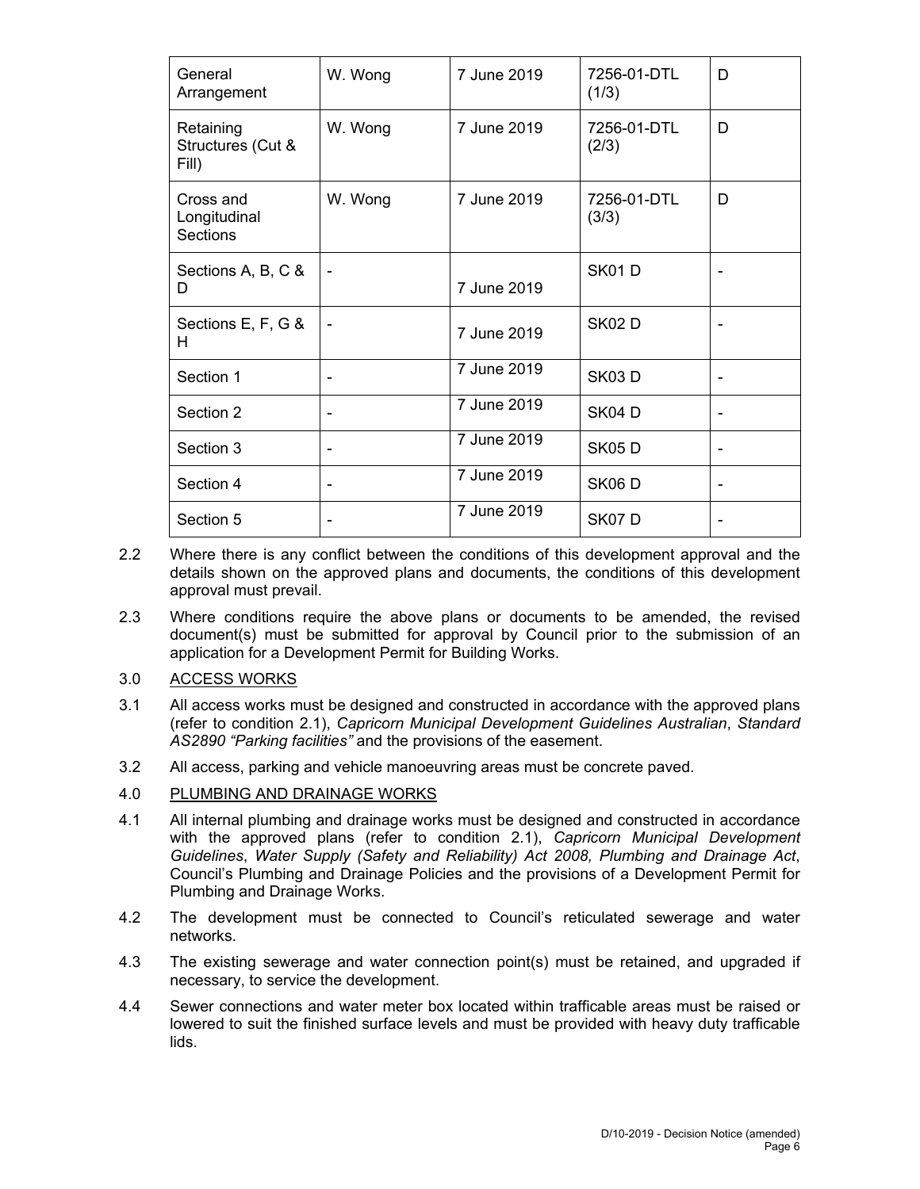| General Arrangement | W. Wong | 7 June 2019 | 7256-01-DTL (1/3) | D |
|---|---|---|---|---|
| Retaining Structures (Cut & Fill) | W. Wong | 7 June 2019 | 7256-01-DTL (2/3) | D |
| Cross and Longitudinal Sections | W. Wong | 7 June 2019 | 7256-01-DTL (3/3) | D |
| Sections A, B, C & D | - | 7 June 2019 | SK01 D | - |
| Sections E, F, G & H | - | 7 June 2019 | SK02 D | - |
| Section 1 | - | 7 June 2019 | SK03 D | - |
| Section 2 | - | 7 June 2019 | SK04 D | - |
| Section 3 | - | 7 June 2019 | SK05 D | - |
| Section 4 | - | 7 June 2019 | SK06 D | - |
| Section 5 | - | 7 June 2019 | SK07 D | - |

2.2 Where there is any conflict between the conditions of this development approval and the details shown on the approved plans and documents, the conditions of this development approval must prevail.

2.3 Where conditions require the above plans or documents to be amended, the revised document(s) must be submitted for approval by Council prior to the submission of an application for a Development Permit for Building Works.

3.0 <u>ACCESS WORKS</u>

3.1 All access works must be designed and constructed in accordance with the approved plans (refer to condition 2.1), *Capricorn Municipal Development Guidelines Australian*, *Standard AS2890 "Parking facilities"* and the provisions of the easement.

3.2 All access, parking and vehicle manoeuvring areas must be concrete paved.

4.0 <u>PLUMBING AND DRAINAGE WORKS</u>

4.1 All internal plumbing and drainage works must be designed and constructed in accordance with the approved plans (refer to condition 2.1), *Capricorn Municipal Development Guidelines*, *Water Supply (Safety and Reliability) Act 2008, Plumbing and Drainage Act*, Council's Plumbing and Drainage Policies and the provisions of a Development Permit for Plumbing and Drainage Works.

4.2 The development must be connected to Council's reticulated sewerage and water networks.

4.3 The existing sewerage and water connection point(s) must be retained, and upgraded if necessary, to service the development.

4.4 Sewer connections and water meter box located within trafficable areas must be raised or lowered to suit the finished surface levels and must be provided with heavy duty trafficable lids.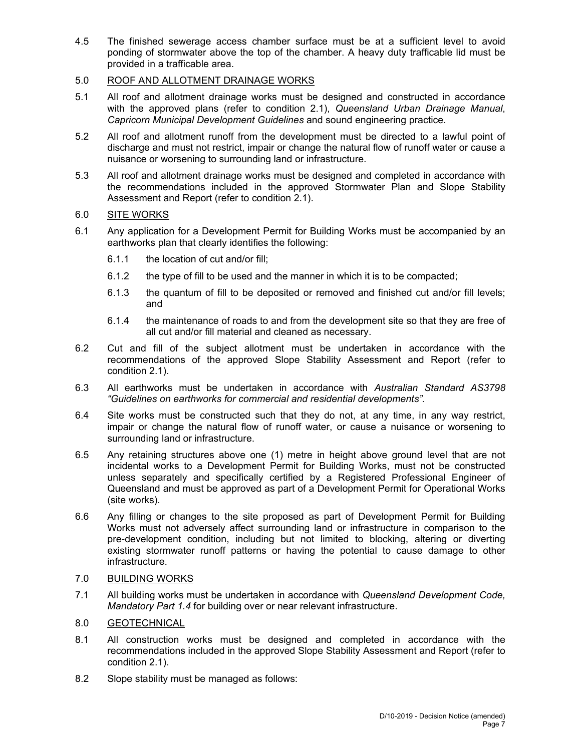4.5 The finished sewerage access chamber surface must be at a sufficient level to avoid ponding of stormwater above the top of the chamber. A heavy duty trafficable lid must be provided in a trafficable area.

5.0 <u>ROOF AND ALLOTMENT DRAINAGE WORKS</u>

5.1 All roof and allotment drainage works must be designed and constructed in accordance with the approved plans (refer to condition 2.1), *Queensland Urban Drainage Manual*, *Capricorn Municipal Development Guidelines* and sound engineering practice.

5.2 All roof and allotment runoff from the development must be directed to a lawful point of discharge and must not restrict, impair or change the natural flow of runoff water or cause a nuisance or worsening to surrounding land or infrastructure.

5.3 All roof and allotment drainage works must be designed and completed in accordance with the recommendations included in the approved Stormwater Plan and Slope Stability Assessment and Report (refer to condition 2.1).

6.0 <u>SITE WORKS</u>

6.1 Any application for a Development Permit for Building Works must be accompanied by an earthworks plan that clearly identifies the following:

6.1.1 the location of cut and/or fill;

6.1.2 the type of fill to be used and the manner in which it is to be compacted;

6.1.3 the quantum of fill to be deposited or removed and finished cut and/or fill levels; and

6.1.4 the maintenance of roads to and from the development site so that they are free of all cut and/or fill material and cleaned as necessary.

6.2 Cut and fill of the subject allotment must be undertaken in accordance with the recommendations of the approved Slope Stability Assessment and Report (refer to condition 2.1).

6.3 All earthworks must be undertaken in accordance with *Australian Standard AS3798 "Guidelines on earthworks for commercial and residential developments"*.

6.4 Site works must be constructed such that they do not, at any time, in any way restrict, impair or change the natural flow of runoff water, or cause a nuisance or worsening to surrounding land or infrastructure.

6.5 Any retaining structures above one (1) metre in height above ground level that are not incidental works to a Development Permit for Building Works, must not be constructed unless separately and specifically certified by a Registered Professional Engineer of Queensland and must be approved as part of a Development Permit for Operational Works (site works).

6.6 Any filling or changes to the site proposed as part of Development Permit for Building Works must not adversely affect surrounding land or infrastructure in comparison to the pre-development condition, including but not limited to blocking, altering or diverting existing stormwater runoff patterns or having the potential to cause damage to other infrastructure.

7.0 <u>BUILDING WORKS</u>

7.1 All building works must be undertaken in accordance with *Queensland Development Code, Mandatory Part 1.4* for building over or near relevant infrastructure.

8.0 <u>GEOTECHNICAL</u>

8.1 All construction works must be designed and completed in accordance with the recommendations included in the approved Slope Stability Assessment and Report (refer to condition 2.1).

8.2 Slope stability must be managed as follows: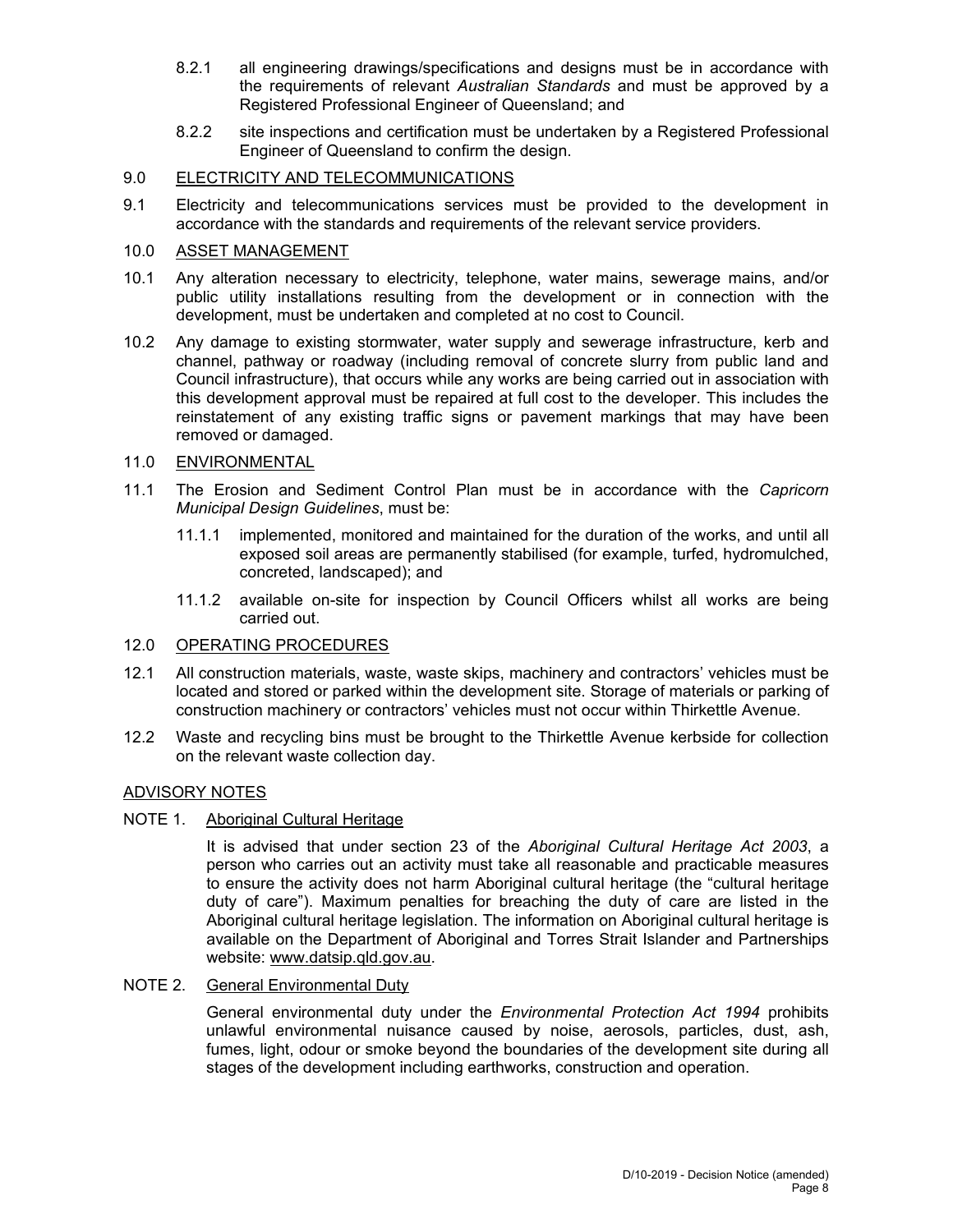8.2.1 all engineering drawings/specifications and designs must be in accordance with the requirements of relevant *Australian Standards* and must be approved by a Registered Professional Engineer of Queensland; and

8.2.2 site inspections and certification must be undertaken by a Registered Professional Engineer of Queensland to confirm the design.

9.0 ELECTRICITY AND TELECOMMUNICATIONS

9.1 Electricity and telecommunications services must be provided to the development in accordance with the standards and requirements of the relevant service providers.

10.0 ASSET MANAGEMENT

10.1 Any alteration necessary to electricity, telephone, water mains, sewerage mains, and/or public utility installations resulting from the development or in connection with the development, must be undertaken and completed at no cost to Council.

10.2 Any damage to existing stormwater, water supply and sewerage infrastructure, kerb and channel, pathway or roadway (including removal of concrete slurry from public land and Council infrastructure), that occurs while any works are being carried out in association with this development approval must be repaired at full cost to the developer. This includes the reinstatement of any existing traffic signs or pavement markings that may have been removed or damaged.

11.0 ENVIRONMENTAL

11.1 The Erosion and Sediment Control Plan must be in accordance with the *Capricorn Municipal Design Guidelines*, must be:

11.1.1 implemented, monitored and maintained for the duration of the works, and until all exposed soil areas are permanently stabilised (for example, turfed, hydromulched, concreted, landscaped); and

11.1.2 available on-site for inspection by Council Officers whilst all works are being carried out.

12.0 OPERATING PROCEDURES

12.1 All construction materials, waste, waste skips, machinery and contractors' vehicles must be located and stored or parked within the development site. Storage of materials or parking of construction machinery or contractors' vehicles must not occur within Thirkettle Avenue.

12.2 Waste and recycling bins must be brought to the Thirkettle Avenue kerbside for collection on the relevant waste collection day.

ADVISORY NOTES

NOTE 1. Aboriginal Cultural Heritage

It is advised that under section 23 of the *Aboriginal Cultural Heritage Act 2003*, a person who carries out an activity must take all reasonable and practicable measures to ensure the activity does not harm Aboriginal cultural heritage (the "cultural heritage duty of care"). Maximum penalties for breaching the duty of care are listed in the Aboriginal cultural heritage legislation. The information on Aboriginal cultural heritage is available on the Department of Aboriginal and Torres Strait Islander and Partnerships website: www.datsip.qld.gov.au.

NOTE 2. General Environmental Duty

General environmental duty under the *Environmental Protection Act 1994* prohibits unlawful environmental nuisance caused by noise, aerosols, particles, dust, ash, fumes, light, odour or smoke beyond the boundaries of the development site during all stages of the development including earthworks, construction and operation.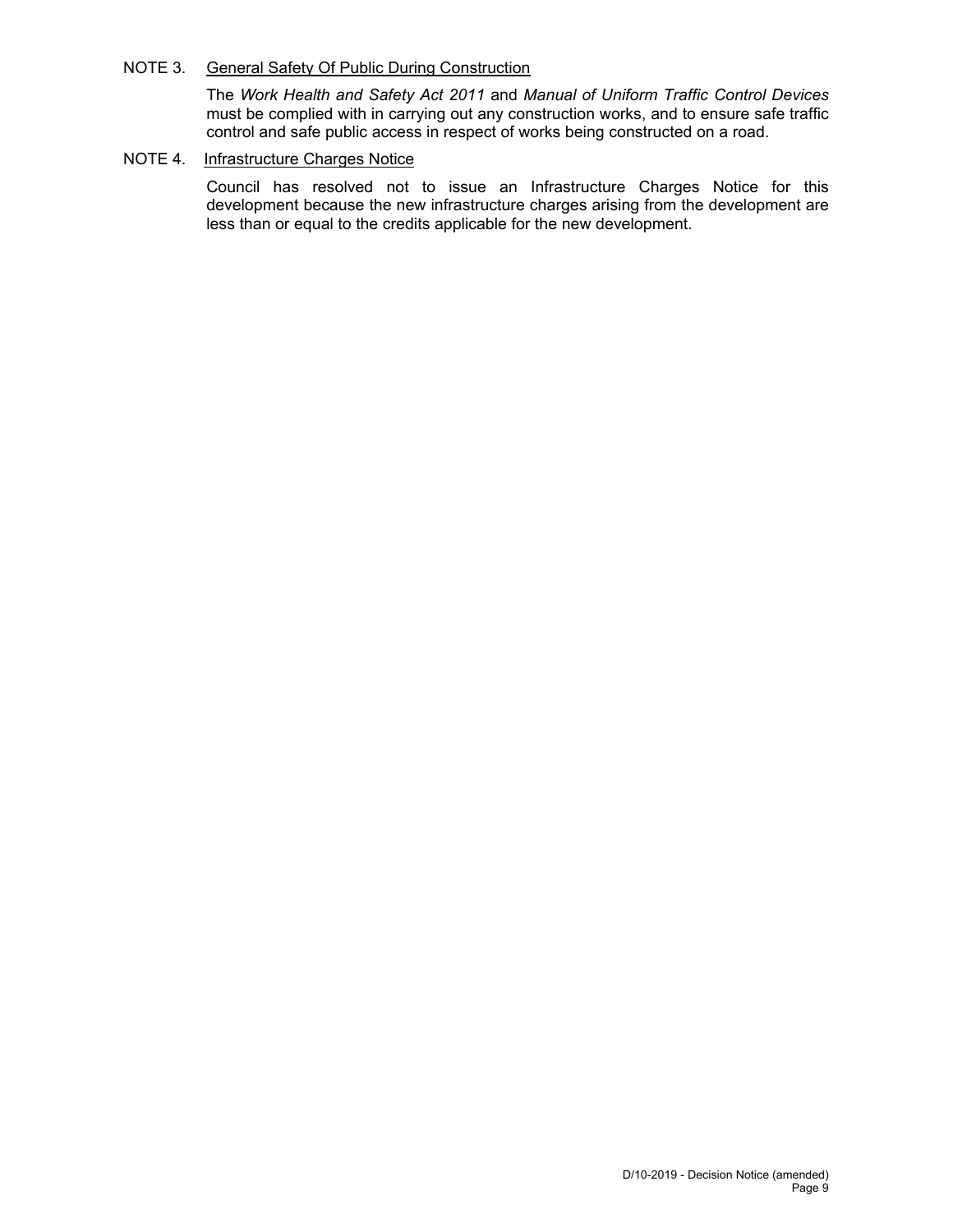NOTE 3. General Safety Of Public During Construction

The *Work Health and Safety Act 2011* and *Manual of Uniform Traffic Control Devices* must be complied with in carrying out any construction works, and to ensure safe traffic control and safe public access in respect of works being constructed on a road.

NOTE 4. Infrastructure Charges Notice

Council has resolved not to issue an Infrastructure Charges Notice for this development because the new infrastructure charges arising from the development are less than or equal to the credits applicable for the new development.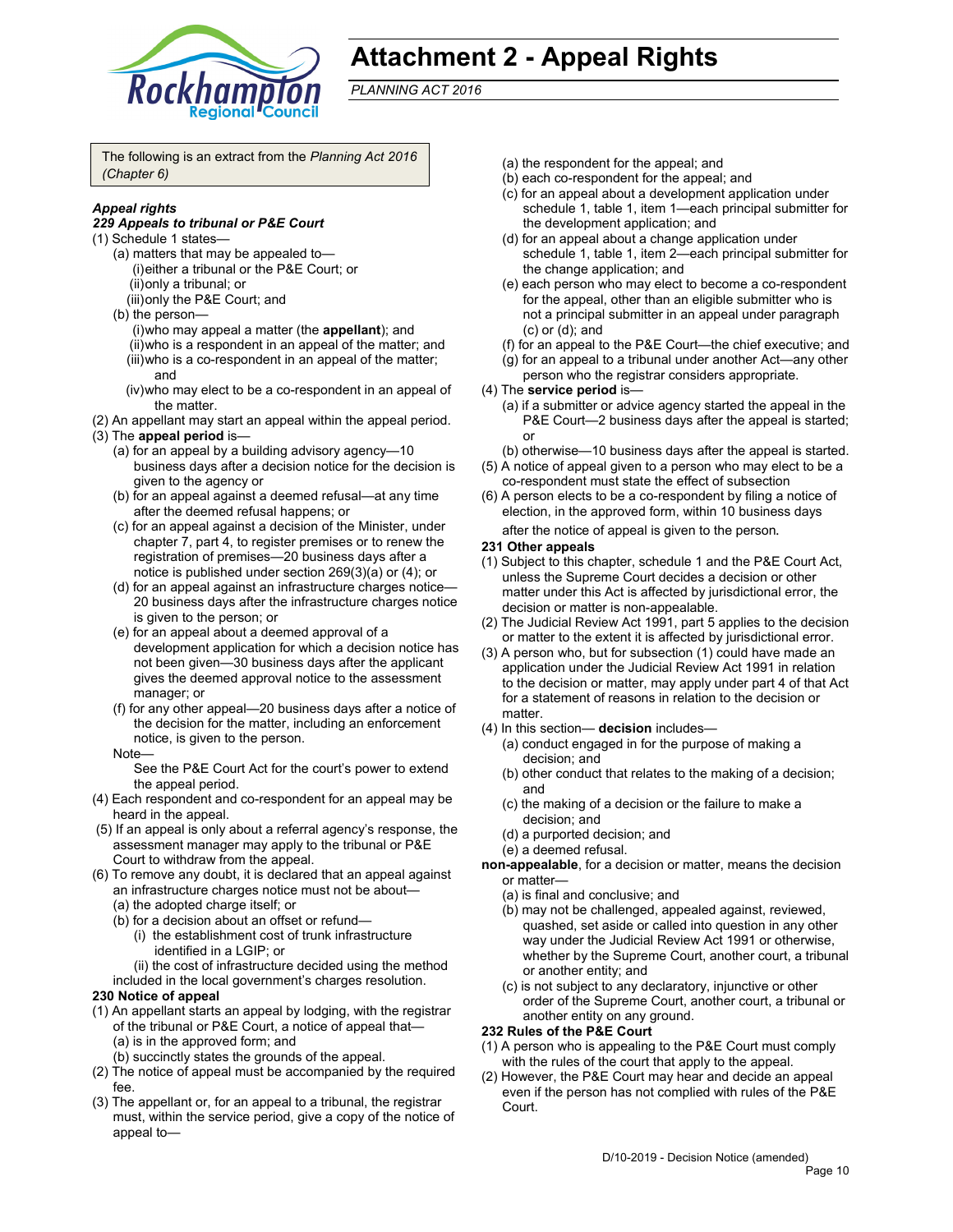# Attachment 2 - Appeal Rights

*PLANNING ACT 2016*

The following is an extract from the *Planning Act 2016 (Chapter 6)*

***Appeal rights***

***229 Appeals to tribunal or P&E Court***

(1) Schedule 1 states—
- (a) matters that may be appealed to—
  - (i) either a tribunal or the P&E Court; or
  - (ii) only a tribunal; or
  - (iii) only the P&E Court; and
- (b) the person—
  - (i) who may appeal a matter (the **appellant**); and
  - (ii) who is a respondent in an appeal of the matter; and
  - (iii) who is a co-respondent in an appeal of the matter; and
  - (iv) who may elect to be a co-respondent in an appeal of the matter.

(2) An appellant may start an appeal within the appeal period.

(3) The **appeal period** is—
- (a) for an appeal by a building advisory agency—10 business days after a decision notice for the decision is given to the agency or
- (b) for an appeal against a deemed refusal—at any time after the deemed refusal happens; or
- (c) for an appeal against a decision of the Minister, under chapter 7, part 4, to register premises or to renew the registration of premises—20 business days after a notice is published under section 269(3)(a) or (4); or
- (d) for an appeal against an infrastructure charges notice—20 business days after the infrastructure charges notice is given to the person; or
- (e) for an appeal about a deemed approval of a development application for which a decision notice has not been given—30 business days after the applicant gives the deemed approval notice to the assessment manager; or
- (f) for any other appeal—20 business days after a notice of the decision for the matter, including an enforcement notice, is given to the person.

Note—

See the P&E Court Act for the court's power to extend the appeal period.

(4) Each respondent and co-respondent for an appeal may be heard in the appeal.

(5) If an appeal is only about a referral agency's response, the assessment manager may apply to the tribunal or P&E Court to withdraw from the appeal.

(6) To remove any doubt, it is declared that an appeal against an infrastructure charges notice must not be about—
- (a) the adopted charge itself; or
- (b) for a decision about an offset or refund—
  - (i) the establishment cost of trunk infrastructure identified in a LGIP; or
  - (ii) the cost of infrastructure decided using the method included in the local government's charges resolution.

**230 Notice of appeal**

(1) An appellant starts an appeal by lodging, with the registrar of the tribunal or P&E Court, a notice of appeal that—
- (a) is in the approved form; and
- (b) succinctly states the grounds of the appeal.

(2) The notice of appeal must be accompanied by the required fee.

(3) The appellant or, for an appeal to a tribunal, the registrar must, within the service period, give a copy of the notice of appeal to—
- (a) the respondent for the appeal; and
- (b) each co-respondent for the appeal; and
- (c) for an appeal about a development application under schedule 1, table 1, item 1—each principal submitter for the development application; and
- (d) for an appeal about a change application under schedule 1, table 1, item 2—each principal submitter for the change application; and
- (e) each person who may elect to become a co-respondent for the appeal, other than an eligible submitter who is not a principal submitter in an appeal under paragraph (c) or (d); and
- (f) for an appeal to the P&E Court—the chief executive; and
- (g) for an appeal to a tribunal under another Act—any other person who the registrar considers appropriate.

(4) The **service period** is—
- (a) if a submitter or advice agency started the appeal in the P&E Court—2 business days after the appeal is started; or
- (b) otherwise—10 business days after the appeal is started.

(5) A notice of appeal given to a person who may elect to be a co-respondent must state the effect of subsection

(6) A person elects to be a co-respondent by filing a notice of election, in the approved form, within 10 business days after the notice of appeal is given to the person.

**231 Other appeals**

(1) Subject to this chapter, schedule 1 and the P&E Court Act, unless the Supreme Court decides a decision or other matter under this Act is affected by jurisdictional error, the decision or matter is non-appealable.

(2) The Judicial Review Act 1991, part 5 applies to the decision or matter to the extent it is affected by jurisdictional error.

(3) A person who, but for subsection (1) could have made an application under the Judicial Review Act 1991 in relation to the decision or matter, may apply under part 4 of that Act for a statement of reasons in relation to the decision or matter.

(4) In this section— **decision** includes—
- (a) conduct engaged in for the purpose of making a decision; and
- (b) other conduct that relates to the making of a decision; and
- (c) the making of a decision or the failure to make a decision; and
- (d) a purported decision; and
- (e) a deemed refusal.

**non-appealable**, for a decision or matter, means the decision or matter—
- (a) is final and conclusive; and
- (b) may not be challenged, appealed against, reviewed, quashed, set aside or called into question in any other way under the Judicial Review Act 1991 or otherwise, whether by the Supreme Court, another court, a tribunal or another entity; and
- (c) is not subject to any declaratory, injunctive or other order of the Supreme Court, another court, a tribunal or another entity on any ground.

**232 Rules of the P&E Court**

(1) A person who is appealing to the P&E Court must comply with the rules of the court that apply to the appeal.

(2) However, the P&E Court may hear and decide an appeal even if the person has not complied with rules of the P&E Court.

D/10-2019 - Decision Notice (amended)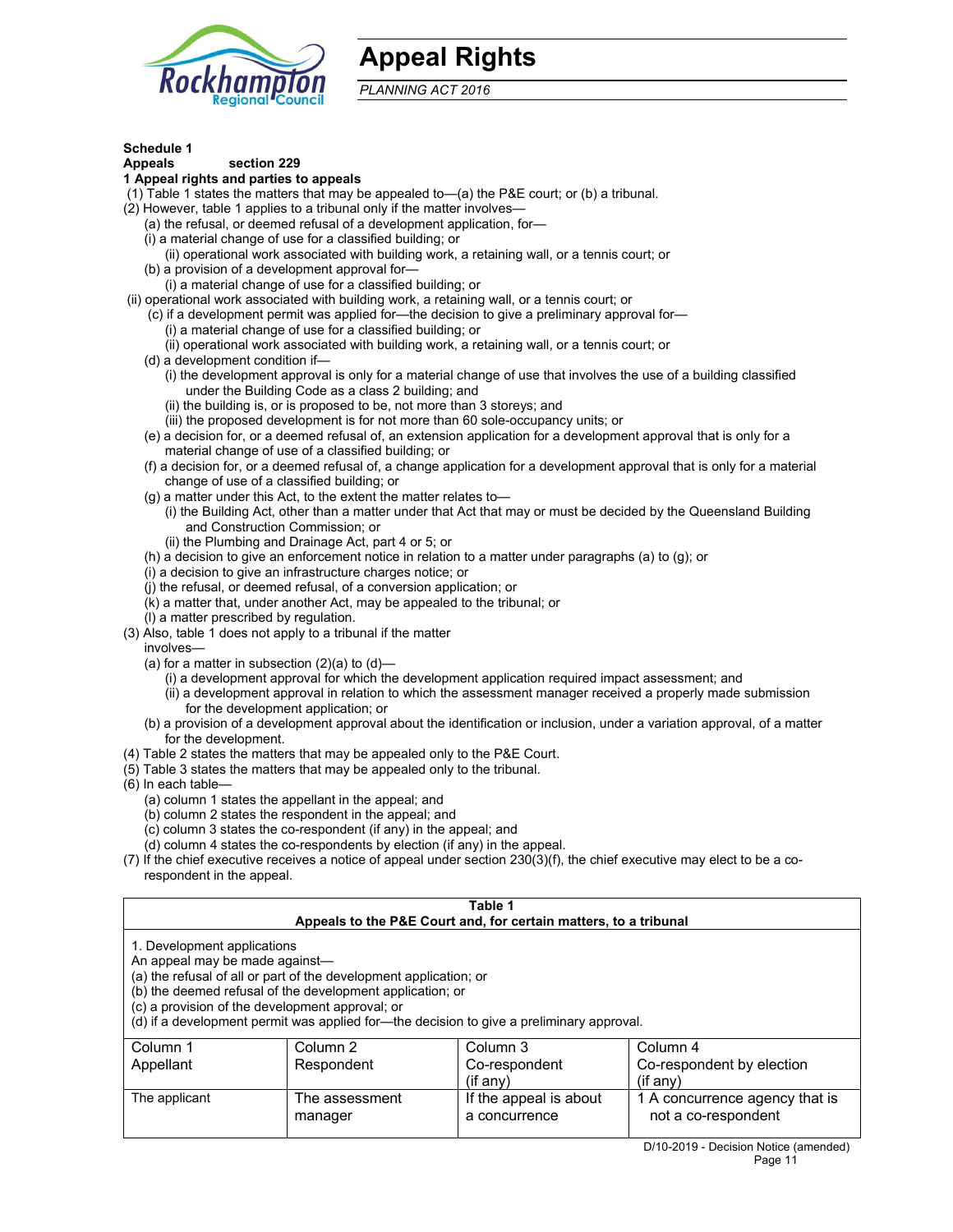# Appeal Rights

*PLANNING ACT 2016*

**Schedule 1**
**Appeals section 229**
**1 Appeal rights and parties to appeals**

(1) Table 1 states the matters that may be appealed to—(a) the P&E court; or (b) a tribunal.

(2) However, table 1 applies to a tribunal only if the matter involves—

(a) the refusal, or deemed refusal of a development application, for—

(i) a material change of use for a classified building; or

(ii) operational work associated with building work, a retaining wall, or a tennis court; or

(b) a provision of a development approval for—

(i) a material change of use for a classified building; or

(ii) operational work associated with building work, a retaining wall, or a tennis court; or

(c) if a development permit was applied for—the decision to give a preliminary approval for—

(i) a material change of use for a classified building; or

(ii) operational work associated with building work, a retaining wall, or a tennis court; or

(d) a development condition if—

(i) the development approval is only for a material change of use that involves the use of a building classified under the Building Code as a class 2 building; and

(ii) the building is, or is proposed to be, not more than 3 storeys; and

(iii) the proposed development is for not more than 60 sole-occupancy units; or

(e) a decision for, or a deemed refusal of, an extension application for a development approval that is only for a material change of use of a classified building; or

(f) a decision for, or a deemed refusal of, a change application for a development approval that is only for a material change of use of a classified building; or

(g) a matter under this Act, to the extent the matter relates to—

(i) the Building Act, other than a matter under that Act that may or must be decided by the Queensland Building and Construction Commission; or

(ii) the Plumbing and Drainage Act, part 4 or 5; or

(h) a decision to give an enforcement notice in relation to a matter under paragraphs (a) to (g); or

(i) a decision to give an infrastructure charges notice; or

(j) the refusal, or deemed refusal, of a conversion application; or

(k) a matter that, under another Act, may be appealed to the tribunal; or

(l) a matter prescribed by regulation.

(3) Also, table 1 does not apply to a tribunal if the matter involves—

(a) for a matter in subsection (2)(a) to (d)—

(i) a development approval for which the development application required impact assessment; and

(ii) a development approval in relation to which the assessment manager received a properly made submission for the development application; or

(b) a provision of a development approval about the identification or inclusion, under a variation approval, of a matter for the development.

(4) Table 2 states the matters that may be appealed only to the P&E Court.

(5) Table 3 states the matters that may be appealed only to the tribunal.

(6) In each table—

(a) column 1 states the appellant in the appeal; and

(b) column 2 states the respondent in the appeal; and

(c) column 3 states the co-respondent (if any) in the appeal; and

(d) column 4 states the co-respondents by election (if any) in the appeal.

(7) If the chief executive receives a notice of appeal under section 230(3)(f), the chief executive may elect to be a co-respondent in the appeal.

**Table 1**
**Appeals to the P&E Court and, for certain matters, to a tribunal**

1. Development applications

An appeal may be made against—

(a) the refusal of all or part of the development application; or

(b) the deemed refusal of the development application; or

(c) a provision of the development approval; or

(d) if a development permit was applied for—the decision to give a preliminary approval.

| Column 1<br>Appellant | Column 2<br>Respondent | Column 3<br>Co-respondent<br>(if any) | Column 4<br>Co-respondent by election<br>(if any) |
|---|---|---|---|
| The applicant | The assessment manager | If the appeal is about a concurrence | 1 A concurrence agency that is not a co-respondent |

D/10-2019 - Decision Notice (amended)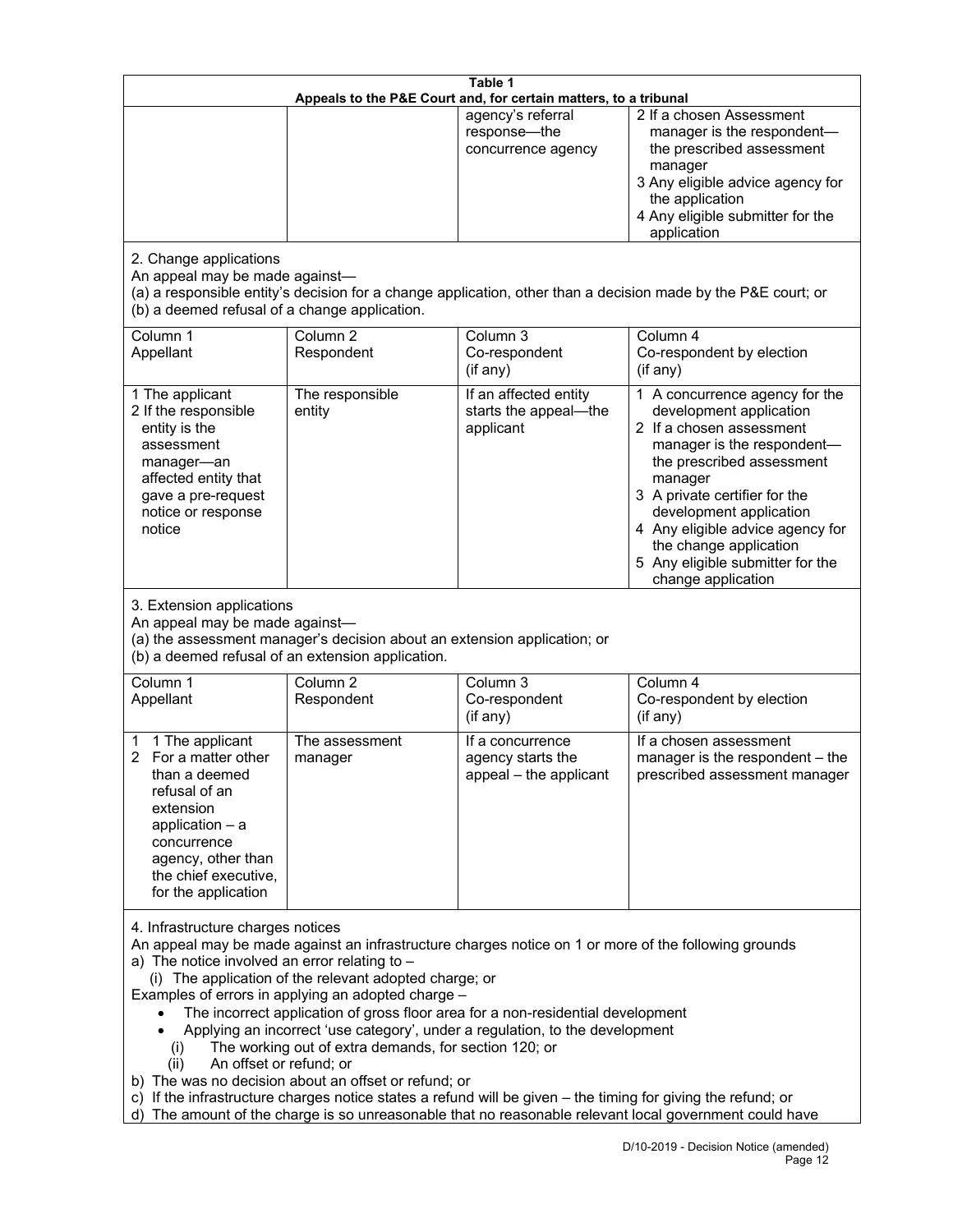**Table 1**
**Appeals to the P&E Court and, for certain matters, to a tribunal**

| | | | |
|---|---|---|---|
| | | agency's referral response—the concurrence agency | 2 If a chosen Assessment manager is the respondent—the prescribed assessment manager<br>3 Any eligible advice agency for the application<br>4 Any eligible submitter for the application |

2. Change applications

An appeal may be made against—

(a) a responsible entity's decision for a change application, other than a decision made by the P&E court; or

(b) a deemed refusal of a change application.

| Column 1<br>Appellant | Column 2<br>Respondent | Column 3<br>Co-respondent<br>(if any) | Column 4<br>Co-respondent by election<br>(if any) |
|---|---|---|---|
| 1 The applicant<br>2 If the responsible entity is the assessment manager—an affected entity that gave a pre-request notice or response notice | The responsible entity | If an affected entity starts the appeal—the applicant | 1 A concurrence agency for the development application<br>2 If a chosen assessment manager is the respondent—the prescribed assessment manager<br>3 A private certifier for the development application<br>4 Any eligible advice agency for the change application<br>5 Any eligible submitter for the change application |

3. Extension applications

An appeal may be made against—

(a) the assessment manager's decision about an extension application; or

(b) a deemed refusal of an extension application.

| Column 1<br>Appellant | Column 2<br>Respondent | Column 3<br>Co-respondent<br>(if any) | Column 4<br>Co-respondent by election<br>(if any) |
|---|---|---|---|
| 1 1 The applicant<br>2 For a matter other than a deemed refusal of an extension application – a concurrence agency, other than the chief executive, for the application | The assessment manager | If a concurrence agency starts the appeal – the applicant | If a chosen assessment manager is the respondent – the prescribed assessment manager |

4. Infrastructure charges notices

An appeal may be made against an infrastructure charges notice on 1 or more of the following grounds

a) The notice involved an error relating to –

(i) The application of the relevant adopted charge; or

Examples of errors in applying an adopted charge –

- The incorrect application of gross floor area for a non-residential development
- Applying an incorrect 'use category', under a regulation, to the development

(i) The working out of extra demands, for section 120; or

(ii) An offset or refund; or

b) The was no decision about an offset or refund; or

c) If the infrastructure charges notice states a refund will be given – the timing for giving the refund; or

d) The amount of the charge is so unreasonable that no reasonable relevant local government could have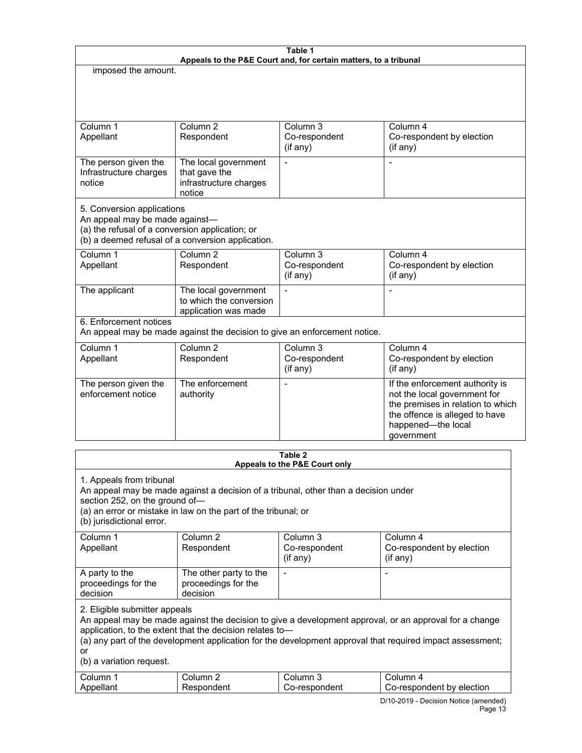**Table 1**
**Appeals to the P&E Court and, for certain matters, to a tribunal**

imposed the amount.

| Column 1<br>Appellant | Column 2<br>Respondent | Column 3<br>Co-respondent<br>(if any) | Column 4<br>Co-respondent by election<br>(if any) |
|---|---|---|---|
| The person given the Infrastructure charges notice | The local government that gave the infrastructure charges notice | - | - |

5. Conversion applications
An appeal may be made against—
(a) the refusal of a conversion application; or
(b) a deemed refusal of a conversion application.

| Column 1<br>Appellant | Column 2<br>Respondent | Column 3<br>Co-respondent<br>(if any) | Column 4<br>Co-respondent by election<br>(if any) |
|---|---|---|---|
| The applicant | The local government to which the conversion application was made | - | - |

6. Enforcement notices
An appeal may be made against the decision to give an enforcement notice.

| Column 1<br>Appellant | Column 2<br>Respondent | Column 3<br>Co-respondent<br>(if any) | Column 4<br>Co-respondent by election<br>(if any) |
|---|---|---|---|
| The person given the enforcement notice | The enforcement authority | - | If the enforcement authority is not the local government for the premises in relation to which the offence is alleged to have happened—the local government |

**Table 2**
**Appeals to the P&E Court only**

1. Appeals from tribunal
An appeal may be made against a decision of a tribunal, other than a decision under section 252, on the ground of—
(a) an error or mistake in law on the part of the tribunal; or
(b) jurisdictional error.

| Column 1<br>Appellant | Column 2<br>Respondent | Column 3<br>Co-respondent<br>(if any) | Column 4<br>Co-respondent by election<br>(if any) |
|---|---|---|---|
| A party to the proceedings for the decision | The other party to the proceedings for the decision | - | - |

2. Eligible submitter appeals
An appeal may be made against the decision to give a development approval, or an approval for a change application, to the extent that the decision relates to—
(a) any part of the development application for the development approval that required impact assessment; or
(b) a variation request.

| Column 1<br>Appellant | Column 2<br>Respondent | Column 3<br>Co-respondent | Column 4<br>Co-respondent by election |
|---|---|---|---|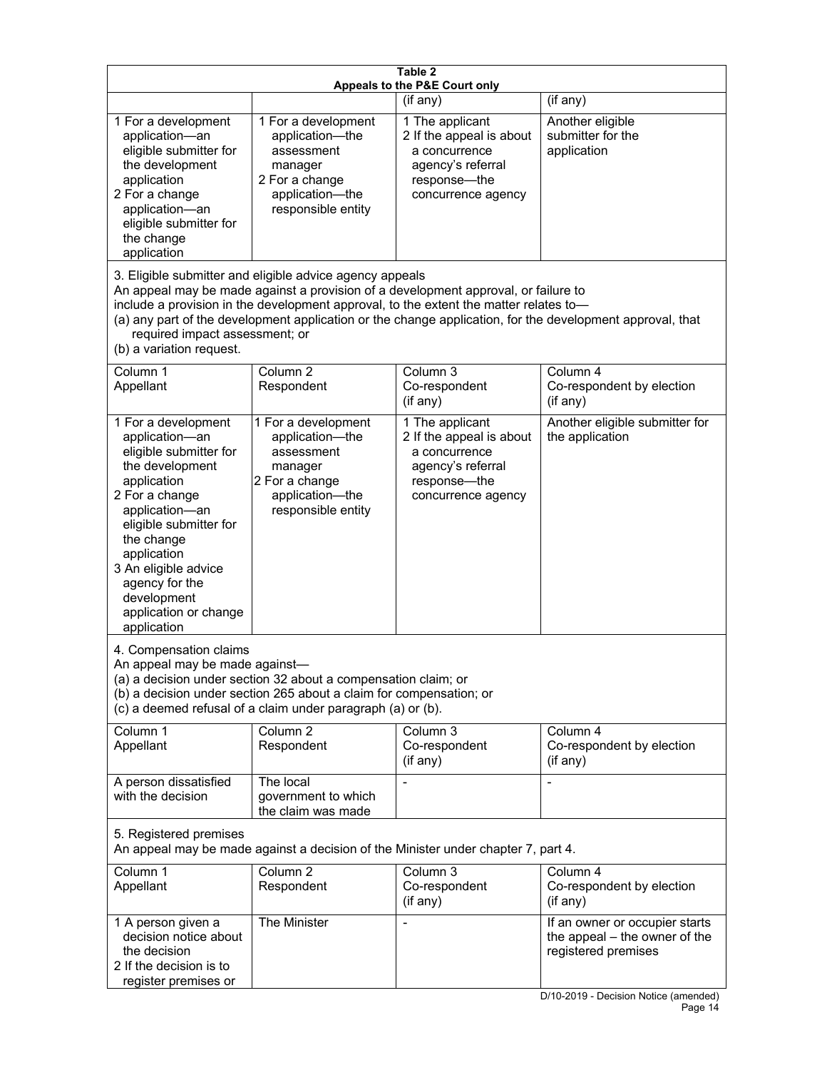**Table 2**
**Appeals to the P&E Court only**

| | | (if any) | (if any) |
|---|---|---|---|
| 1 For a development application—an eligible submitter for the development application<br>2 For a change application—an eligible submitter for the change application | 1 For a development application—the assessment manager<br>2 For a change application—the responsible entity | 1 The applicant<br>2 If the appeal is about a concurrence agency's referral response—the concurrence agency | Another eligible submitter for the application |

3. Eligible submitter and eligible advice agency appeals

An appeal may be made against a provision of a development approval, or failure to include a provision in the development approval, to the extent the matter relates to—

(a) any part of the development application or the change application, for the development approval, that required impact assessment; or

(b) a variation request.

| Column 1<br>Appellant | Column 2<br>Respondent | Column 3<br>Co-respondent<br>(if any) | Column 4<br>Co-respondent by election<br>(if any) |
|---|---|---|---|
| 1 For a development application—an eligible submitter for the development application<br>2 For a change application—an eligible submitter for the change application<br>3 An eligible advice agency for the development application or change application | 1 For a development application—the assessment manager<br>2 For a change application—the responsible entity | 1 The applicant<br>2 If the appeal is about a concurrence agency's referral response—the concurrence agency | Another eligible submitter for the application |

4. Compensation claims

An appeal may be made against—

(a) a decision under section 32 about a compensation claim; or

(b) a decision under section 265 about a claim for compensation; or

(c) a deemed refusal of a claim under paragraph (a) or (b).

| Column 1<br>Appellant | Column 2<br>Respondent | Column 3<br>Co-respondent<br>(if any) | Column 4<br>Co-respondent by election<br>(if any) |
|---|---|---|---|
| A person dissatisfied with the decision | The local government to which the claim was made | - | - |

5. Registered premises

An appeal may be made against a decision of the Minister under chapter 7, part 4.

| Column 1<br>Appellant | Column 2<br>Respondent | Column 3<br>Co-respondent<br>(if any) | Column 4<br>Co-respondent by election<br>(if any) |
|---|---|---|---|
| 1 A person given a decision notice about the decision<br>2 If the decision is to register premises or | The Minister | - | If an owner or occupier starts the appeal – the owner of the registered premises |

D/10-2019 - Decision Notice (amended)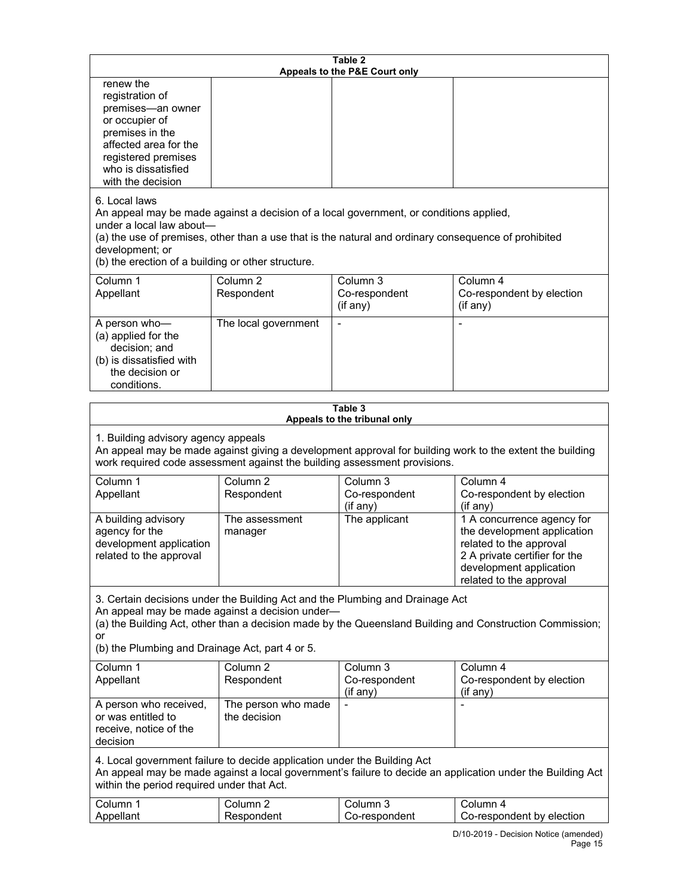**Table 2**
**Appeals to the P&E Court only**

| | | | |
|---|---|---|---|
| renew the registration of premises—an owner or occupier of premises in the affected area for the registered premises who is dissatisfied with the decision | | | |

6. Local laws
An appeal may be made against a decision of a local government, or conditions applied, under a local law about—
(a) the use of premises, other than a use that is the natural and ordinary consequence of prohibited development; or
(b) the erection of a building or other structure.

| Column 1<br>Appellant | Column 2<br>Respondent | Column 3<br>Co-respondent<br>(if any) | Column 4<br>Co-respondent by election<br>(if any) |
|---|---|---|---|
| A person who—<br>(a) applied for the decision; and<br>(b) is dissatisfied with the decision or conditions. | The local government | - | - |

**Table 3**
**Appeals to the tribunal only**

1. Building advisory agency appeals
An appeal may be made against giving a development approval for building work to the extent the building work required code assessment against the building assessment provisions.

| Column 1<br>Appellant | Column 2<br>Respondent | Column 3<br>Co-respondent<br>(if any) | Column 4<br>Co-respondent by election<br>(if any) |
|---|---|---|---|
| A building advisory agency for the development application related to the approval | The assessment manager | The applicant | 1 A concurrence agency for the development application related to the approval<br>2 A private certifier for the development application related to the approval |

3. Certain decisions under the Building Act and the Plumbing and Drainage Act
An appeal may be made against a decision under—
(a) the Building Act, other than a decision made by the Queensland Building and Construction Commission; or
(b) the Plumbing and Drainage Act, part 4 or 5.

| Column 1<br>Appellant | Column 2<br>Respondent | Column 3<br>Co-respondent<br>(if any) | Column 4<br>Co-respondent by election<br>(if any) |
|---|---|---|---|
| A person who received, or was entitled to receive, notice of the decision | The person who made the decision | - | - |

4. Local government failure to decide application under the Building Act
An appeal may be made against a local government's failure to decide an application under the Building Act within the period required under that Act.

| Column 1<br>Appellant | Column 2<br>Respondent | Column 3<br>Co-respondent | Column 4<br>Co-respondent by election |
|---|---|---|---|

D/10-2019 - Decision Notice (amended)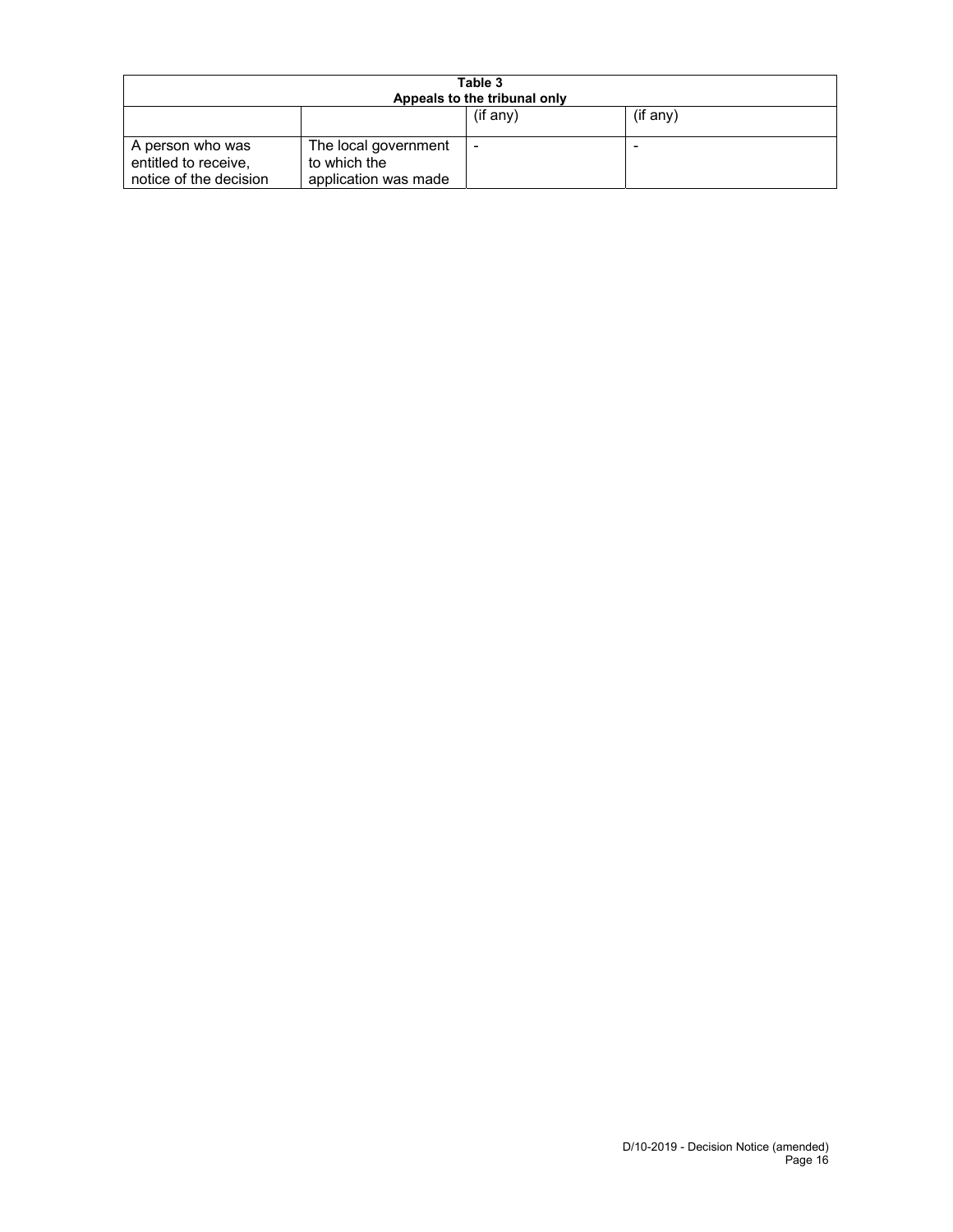| Table 3<br>Appeals to the tribunal only | | | |
|---|---|---|---|
| | | (if any) | (if any) |
| A person who was entitled to receive, notice of the decision | The local government to which the application was made | - | - |